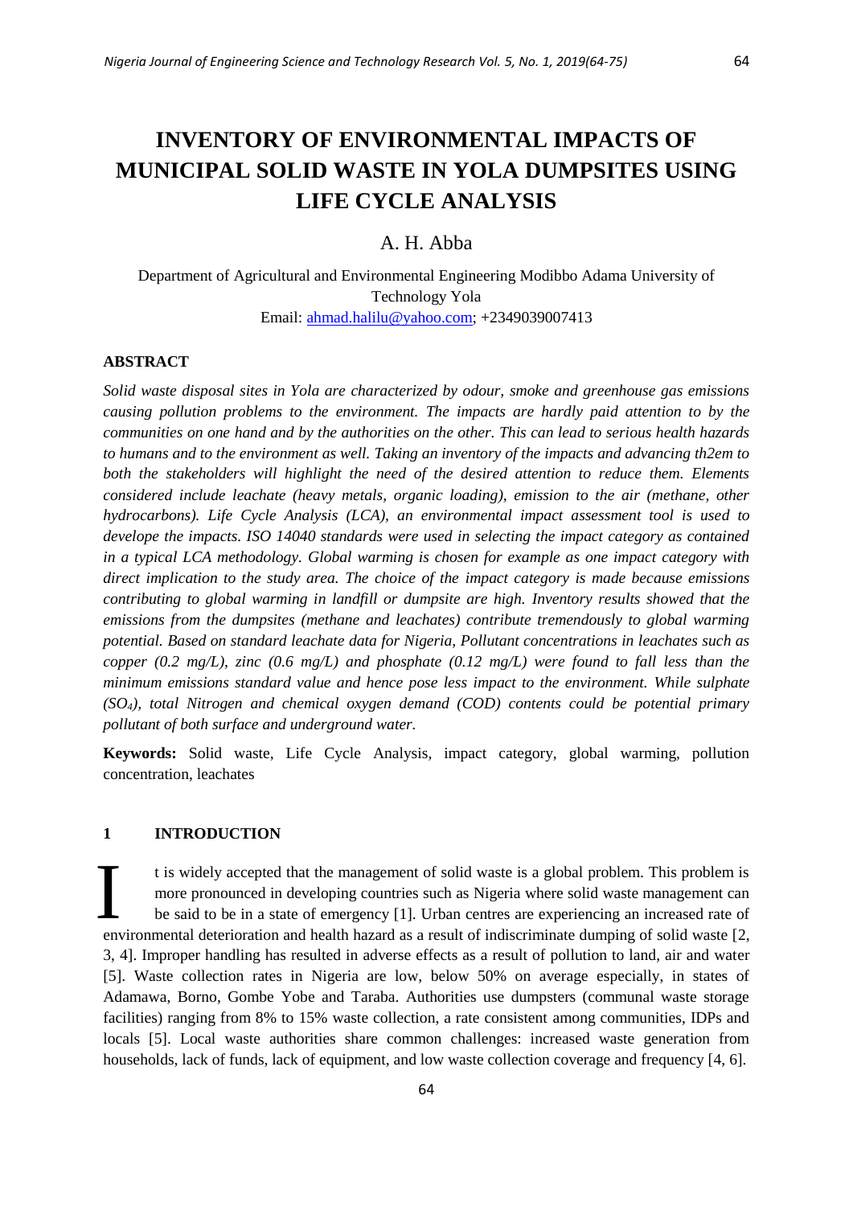# INVENTORY OF ENVIRONMENTAL IMPACTS OF MUNICIPAL SOLID WASTE IN YOLA DUMPSITES USING LIFE CYCLE ANALYSIS

A. H. Abba

Department of Agricultural and Environmental Engineering Modibbo Adama University of Technology Yola
Email: ahmad.halilu@yahoo.com; +2349039007413

## ABSTRACT

*Solid waste disposal sites in Yola are characterized by odour, smoke and greenhouse gas emissions causing pollution problems to the environment. The impacts are hardly paid attention to by the communities on one hand and by the authorities on the other. This can lead to serious health hazards to humans and to the environment as well. Taking an inventory of the impacts and advancing th2em to both the stakeholders will highlight the need of the desired attention to reduce them. Elements considered include leachate (heavy metals, organic loading), emission to the air (methane, other hydrocarbons). Life Cycle Analysis (LCA), an environmental impact assessment tool is used to develope the impacts. ISO 14040 standards were used in selecting the impact category as contained in a typical LCA methodology. Global warming is chosen for example as one impact category with direct implication to the study area. The choice of the impact category is made because emissions contributing to global warming in landfill or dumpsite are high. Inventory results showed that the emissions from the dumpsites (methane and leachates) contribute tremendously to global warming potential. Based on standard leachate data for Nigeria, Pollutant concentrations in leachates such as copper (0.2 mg/L), zinc (0.6 mg/L) and phosphate (0.12 mg/L) were found to fall less than the minimum emissions standard value and hence pose less impact to the environment. While sulphate ($SO_4$), total Nitrogen and chemical oxygen demand (COD) contents could be potential primary pollutant of both surface and underground water.*

**Keywords:** Solid waste, Life Cycle Analysis, impact category, global warming, pollution concentration, leachates

## 1 INTRODUCTION

It is widely accepted that the management of solid waste is a global problem. This problem is more pronounced in developing countries such as Nigeria where solid waste management can be said to be in a state of emergency [1]. Urban centres are experiencing an increased rate of environmental deterioration and health hazard as a result of indiscriminate dumping of solid waste [2, 3, 4]. Improper handling has resulted in adverse effects as a result of pollution to land, air and water [5]. Waste collection rates in Nigeria are low, below 50% on average especially, in states of Adamawa, Borno, Gombe Yobe and Taraba. Authorities use dumpsters (communal waste storage facilities) ranging from 8% to 15% waste collection, a rate consistent among communities, IDPs and locals [5]. Local waste authorities share common challenges: increased waste generation from households, lack of funds, lack of equipment, and low waste collection coverage and frequency [4, 6].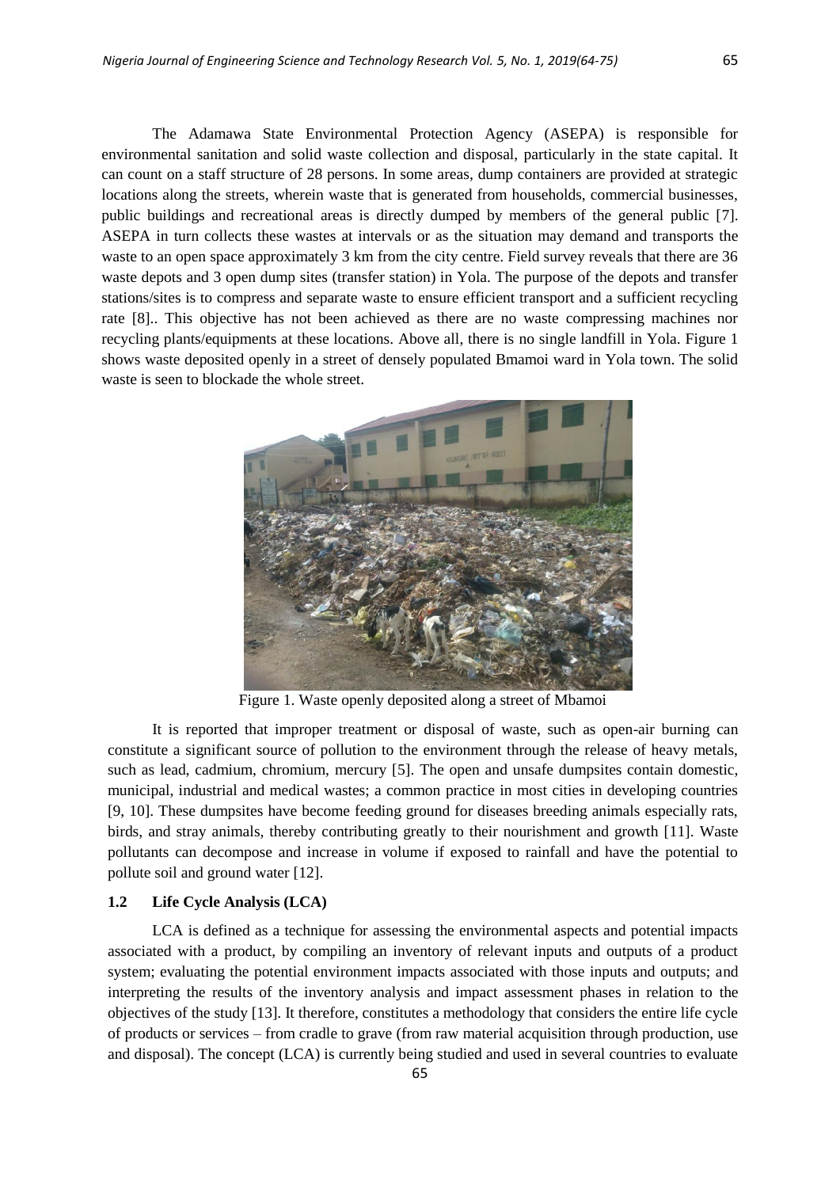The Adamawa State Environmental Protection Agency (ASEPA) is responsible for environmental sanitation and solid waste collection and disposal, particularly in the state capital. It can count on a staff structure of 28 persons. In some areas, dump containers are provided at strategic locations along the streets, wherein waste that is generated from households, commercial businesses, public buildings and recreational areas is directly dumped by members of the general public [7]. ASEPA in turn collects these wastes at intervals or as the situation may demand and transports the waste to an open space approximately 3 km from the city centre. Field survey reveals that there are 36 waste depots and 3 open dump sites (transfer station) in Yola. The purpose of the depots and transfer stations/sites is to compress and separate waste to ensure efficient transport and a sufficient recycling rate [8].. This objective has not been achieved as there are no waste compressing machines nor recycling plants/equipments at these locations. Above all, there is no single landfill in Yola. Figure 1 shows waste deposited openly in a street of densely populated Bmamoi ward in Yola town. The solid waste is seen to blockade the whole street.

Figure 1. Waste openly deposited along a street of Mbamoi

It is reported that improper treatment or disposal of waste, such as open-air burning can constitute a significant source of pollution to the environment through the release of heavy metals, such as lead, cadmium, chromium, mercury [5]. The open and unsafe dumpsites contain domestic, municipal, industrial and medical wastes; a common practice in most cities in developing countries [9, 10]. These dumpsites have become feeding ground for diseases breeding animals especially rats, birds, and stray animals, thereby contributing greatly to their nourishment and growth [11]. Waste pollutants can decompose and increase in volume if exposed to rainfall and have the potential to pollute soil and ground water [12].

### 1.2 Life Cycle Analysis (LCA)

LCA is defined as a technique for assessing the environmental aspects and potential impacts associated with a product, by compiling an inventory of relevant inputs and outputs of a product system; evaluating the potential environment impacts associated with those inputs and outputs; and interpreting the results of the inventory analysis and impact assessment phases in relation to the objectives of the study [13]. It therefore, constitutes a methodology that considers the entire life cycle of products or services – from cradle to grave (from raw material acquisition through production, use and disposal). The concept (LCA) is currently being studied and used in several countries to evaluate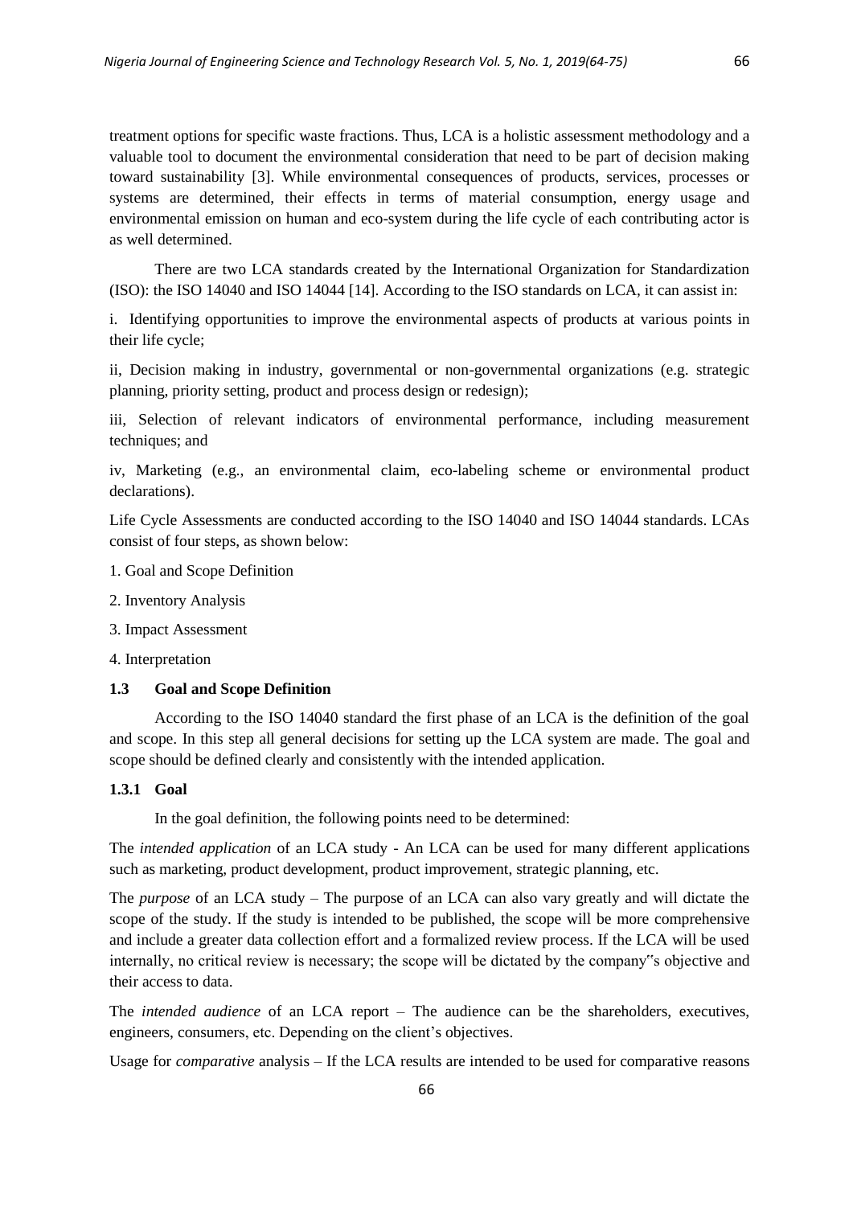treatment options for specific waste fractions. Thus, LCA is a holistic assessment methodology and a valuable tool to document the environmental consideration that need to be part of decision making toward sustainability [3]. While environmental consequences of products, services, processes or systems are determined, their effects in terms of material consumption, energy usage and environmental emission on human and eco-system during the life cycle of each contributing actor is as well determined.

There are two LCA standards created by the International Organization for Standardization (ISO): the ISO 14040 and ISO 14044 [14]. According to the ISO standards on LCA, it can assist in:

i. Identifying opportunities to improve the environmental aspects of products at various points in their life cycle;

ii, Decision making in industry, governmental or non-governmental organizations (e.g. strategic planning, priority setting, product and process design or redesign);

iii, Selection of relevant indicators of environmental performance, including measurement techniques; and

iv, Marketing (e.g., an environmental claim, eco-labeling scheme or environmental product declarations).

Life Cycle Assessments are conducted according to the ISO 14040 and ISO 14044 standards. LCAs consist of four steps, as shown below:

1. Goal and Scope Definition
2. Inventory Analysis
3. Impact Assessment
4. Interpretation

### 1.3 Goal and Scope Definition

According to the ISO 14040 standard the first phase of an LCA is the definition of the goal and scope. In this step all general decisions for setting up the LCA system are made. The goal and scope should be defined clearly and consistently with the intended application.

#### 1.3.1 Goal

In the goal definition, the following points need to be determined:

The *intended application* of an LCA study - An LCA can be used for many different applications such as marketing, product development, product improvement, strategic planning, etc.

The *purpose* of an LCA study – The purpose of an LCA can also vary greatly and will dictate the scope of the study. If the study is intended to be published, the scope will be more comprehensive and include a greater data collection effort and a formalized review process. If the LCA will be used internally, no critical review is necessary; the scope will be dictated by the company"s objective and their access to data.

The *intended audience* of an LCA report – The audience can be the shareholders, executives, engineers, consumers, etc. Depending on the client's objectives.

Usage for *comparative* analysis – If the LCA results are intended to be used for comparative reasons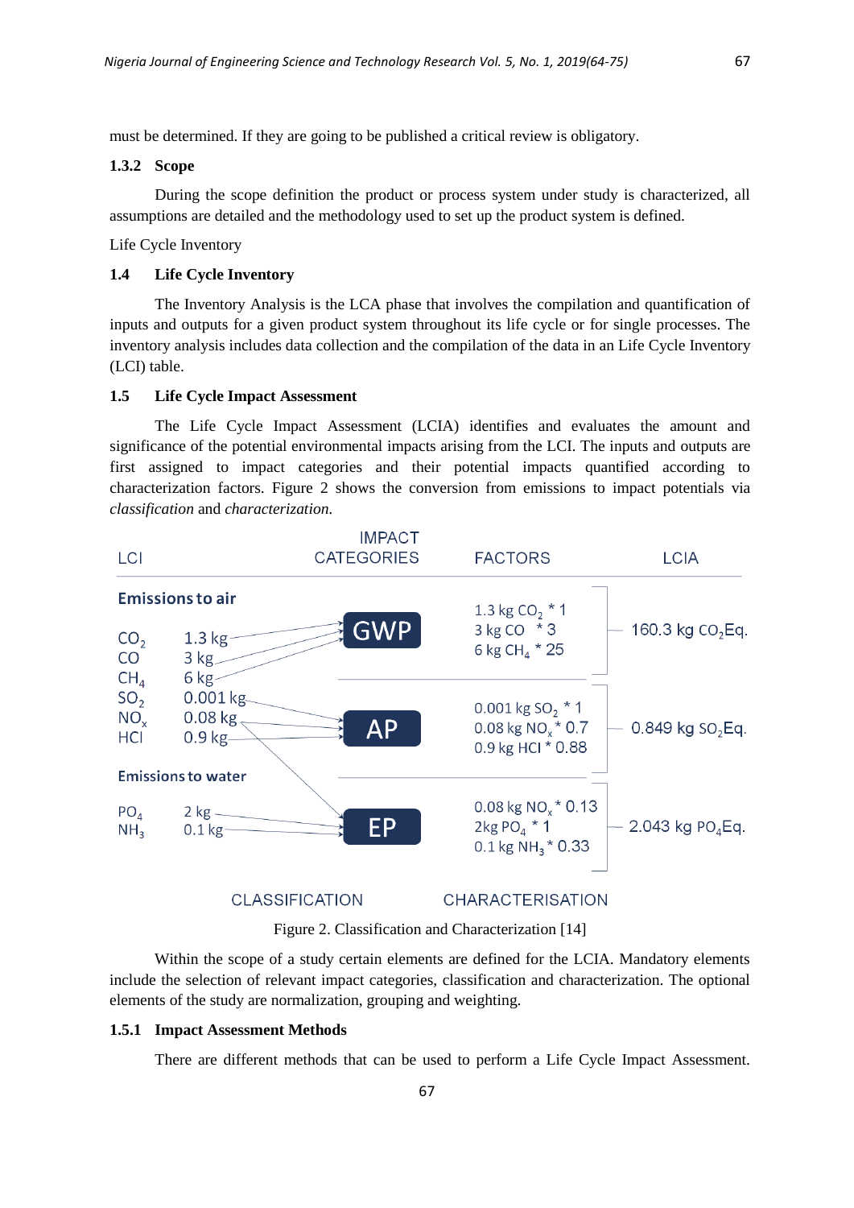must be determined. If they are going to be published a critical review is obligatory.

### 1.3.2 Scope

During the scope definition the product or process system under study is characterized, all assumptions are detailed and the methodology used to set up the product system is defined.

Life Cycle Inventory

## 1.4 Life Cycle Inventory

The Inventory Analysis is the LCA phase that involves the compilation and quantification of inputs and outputs for a given product system throughout its life cycle or for single processes. The inventory analysis includes data collection and the compilation of the data in an Life Cycle Inventory (LCI) table.

## 1.5 Life Cycle Impact Assessment

The Life Cycle Impact Assessment (LCIA) identifies and evaluates the amount and significance of the potential environmental impacts arising from the LCI. The inputs and outputs are first assigned to impact categories and their potential impacts quantified according to characterization factors. Figure 2 shows the conversion from emissions to impact potentials via *classification* and *characterization.*

| LCI | | IMPACT CATEGORIES | FACTORS | LCIA |
|---|---|---|---|---|
| **Emissions to air** | | | | |
| $CO_2$ | 1.3 kg | GWP | 1.3 kg $CO_2$ * 1 | 160.3 kg $CO_2$Eq. |
| CO | 3 kg | GWP | 3 kg CO * 3 | |
| $CH_4$ | 6 kg | GWP | 6 kg $CH_4$ * 25 | |
| $SO_2$ | 0.001 kg | AP | 0.001 kg $SO_2$ * 1 | 0.849 kg $SO_2$Eq. |
| $NO_x$ | 0.08 kg | AP, EP | 0.08 kg $NO_x$ * 0.7 | |
| HCl | 0.9 kg | AP | 0.9 kg HCl * 0.88 | |
| **Emissions to water** | | | | |
| | | EP | 0.08 kg $NO_x$ * 0.13 | 2.043 kg $PO_4$Eq. |
| $PO_4$ | 2 kg | EP | 2kg $PO_4$ * 1 | |
| $NH_3$ | 0.1 kg | EP | 0.1 kg $NH_3$ * 0.33 | |

CLASSIFICATION — CHARACTERISATION

Figure 2. Classification and Characterization [14]

Within the scope of a study certain elements are defined for the LCIA. Mandatory elements include the selection of relevant impact categories, classification and characterization. The optional elements of the study are normalization, grouping and weighting.

### 1.5.1 Impact Assessment Methods

There are different methods that can be used to perform a Life Cycle Impact Assessment.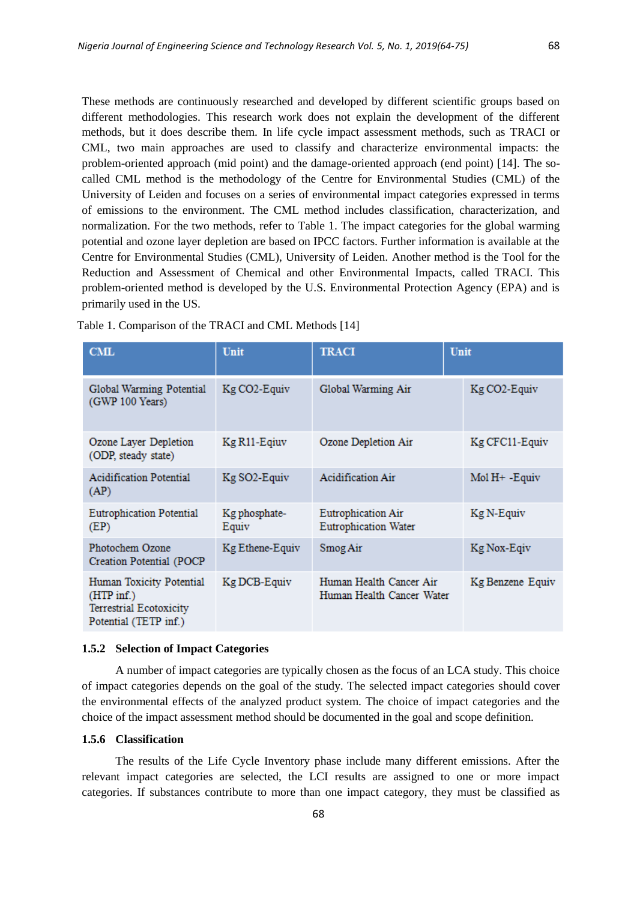These methods are continuously researched and developed by different scientific groups based on different methodologies. This research work does not explain the development of the different methods, but it does describe them. In life cycle impact assessment methods, such as TRACI or CML, two main approaches are used to classify and characterize environmental impacts: the problem-oriented approach (mid point) and the damage-oriented approach (end point) [14]. The so-called CML method is the methodology of the Centre for Environmental Studies (CML) of the University of Leiden and focuses on a series of environmental impact categories expressed in terms of emissions to the environment. The CML method includes classification, characterization, and normalization. For the two methods, refer to Table 1. The impact categories for the global warming potential and ozone layer depletion are based on IPCC factors. Further information is available at the Centre for Environmental Studies (CML), University of Leiden. Another method is the Tool for the Reduction and Assessment of Chemical and other Environmental Impacts, called TRACI. This problem-oriented method is developed by the U.S. Environmental Protection Agency (EPA) and is primarily used in the US.

Table 1. Comparison of the TRACI and CML Methods [14]

| CML | Unit | TRACI | Unit |
|---|---|---|---|
| Global Warming Potential (GWP 100 Years) | Kg CO2-Equiv | Global Warming Air | Kg CO2-Equiv |
| Ozone Layer Depletion (ODP, steady state) | Kg R11-Eqiuv | Ozone Depletion Air | Kg CFC11-Equiv |
| Acidification Potential (AP) | Kg SO2-Equiv | Acidification Air | Mol H+ -Equiv |
| Eutrophication Potential (EP) | Kg phosphate-Equiv | Eutrophication Air<br>Eutrophication Water | Kg N-Equiv |
| Photochem Ozone Creation Potential (POCP | Kg Ethene-Equiv | Smog Air | Kg Nox-Eqiv |
| Human Toxicity Potential (HTP inf.)<br>Terrestrial Ecotoxicity Potential (TETP inf.) | Kg DCB-Equiv | Human Health Cancer Air<br>Human Health Cancer Water | Kg Benzene Equiv |

### 1.5.2 Selection of Impact Categories

A number of impact categories are typically chosen as the focus of an LCA study. This choice of impact categories depends on the goal of the study. The selected impact categories should cover the environmental effects of the analyzed product system. The choice of impact categories and the choice of the impact assessment method should be documented in the goal and scope definition.

### 1.5.6 Classification

The results of the Life Cycle Inventory phase include many different emissions. After the relevant impact categories are selected, the LCI results are assigned to one or more impact categories. If substances contribute to more than one impact category, they must be classified as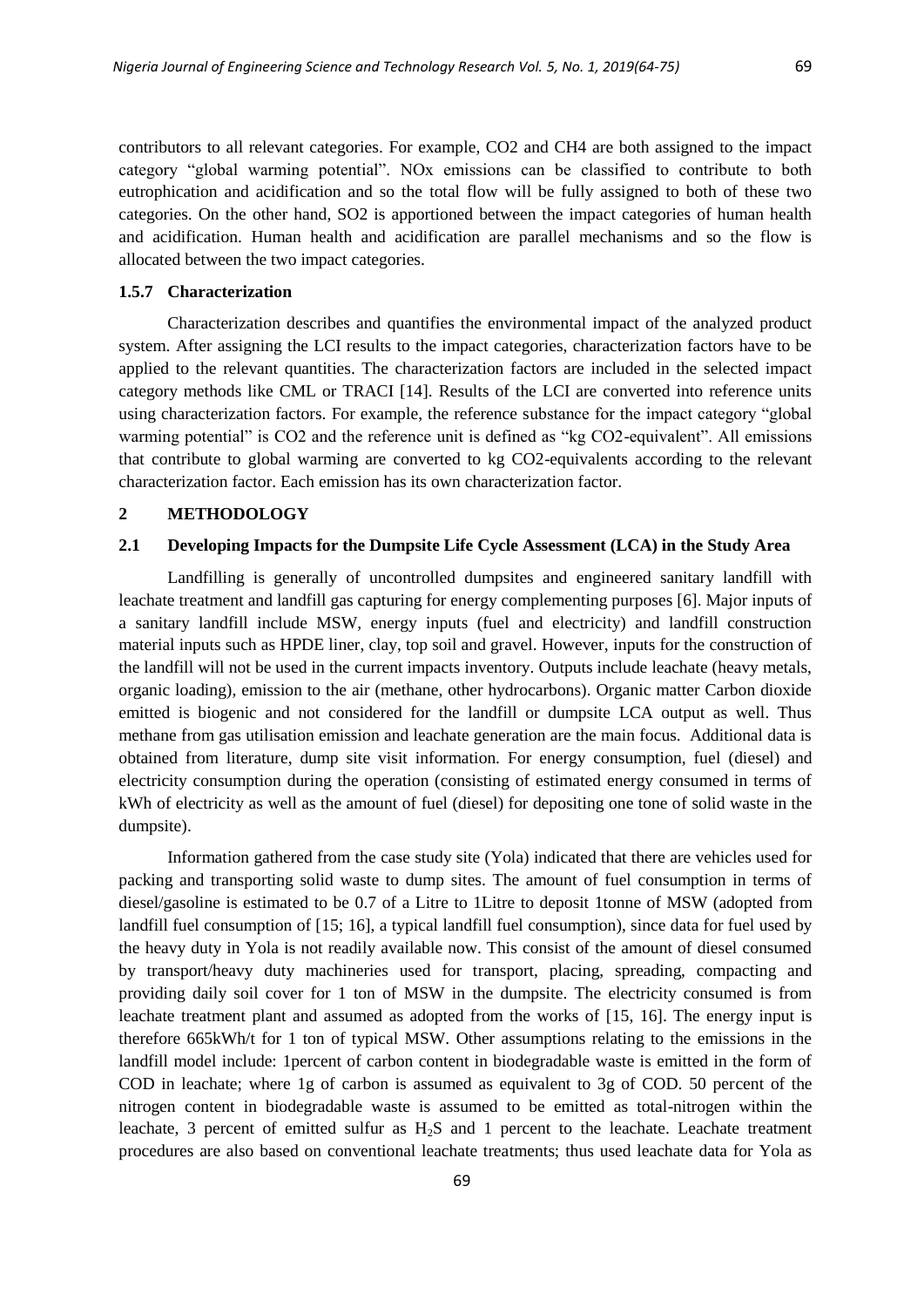contributors to all relevant categories. For example, CO2 and CH4 are both assigned to the impact category “global warming potential”. NOx emissions can be classified to contribute to both eutrophication and acidification and so the total flow will be fully assigned to both of these two categories. On the other hand, SO2 is apportioned between the impact categories of human health and acidification. Human health and acidification are parallel mechanisms and so the flow is allocated between the two impact categories.

### 1.5.7 Characterization

Characterization describes and quantifies the environmental impact of the analyzed product system. After assigning the LCI results to the impact categories, characterization factors have to be applied to the relevant quantities. The characterization factors are included in the selected impact category methods like CML or TRACI [14]. Results of the LCI are converted into reference units using characterization factors. For example, the reference substance for the impact category “global warming potential” is CO2 and the reference unit is defined as “kg CO2-equivalent”. All emissions that contribute to global warming are converted to kg CO2-equivalents according to the relevant characterization factor. Each emission has its own characterization factor.

## 2 METHODOLOGY

### 2.1 Developing Impacts for the Dumpsite Life Cycle Assessment (LCA) in the Study Area

Landfilling is generally of uncontrolled dumpsites and engineered sanitary landfill with leachate treatment and landfill gas capturing for energy complementing purposes [6]. Major inputs of a sanitary landfill include MSW, energy inputs (fuel and electricity) and landfill construction material inputs such as HPDE liner, clay, top soil and gravel. However, inputs for the construction of the landfill will not be used in the current impacts inventory. Outputs include leachate (heavy metals, organic loading), emission to the air (methane, other hydrocarbons). Organic matter Carbon dioxide emitted is biogenic and not considered for the landfill or dumpsite LCA output as well. Thus methane from gas utilisation emission and leachate generation are the main focus. Additional data is obtained from literature, dump site visit information. For energy consumption, fuel (diesel) and electricity consumption during the operation (consisting of estimated energy consumed in terms of kWh of electricity as well as the amount of fuel (diesel) for depositing one tone of solid waste in the dumpsite).

Information gathered from the case study site (Yola) indicated that there are vehicles used for packing and transporting solid waste to dump sites. The amount of fuel consumption in terms of diesel/gasoline is estimated to be 0.7 of a Litre to 1Litre to deposit 1tonne of MSW (adopted from landfill fuel consumption of [15; 16], a typical landfill fuel consumption), since data for fuel used by the heavy duty in Yola is not readily available now. This consist of the amount of diesel consumed by transport/heavy duty machineries used for transport, placing, spreading, compacting and providing daily soil cover for 1 ton of MSW in the dumpsite. The electricity consumed is from leachate treatment plant and assumed as adopted from the works of [15, 16]. The energy input is therefore 665kWh/t for 1 ton of typical MSW. Other assumptions relating to the emissions in the landfill model include: 1percent of carbon content in biodegradable waste is emitted in the form of COD in leachate; where 1g of carbon is assumed as equivalent to 3g of COD. 50 percent of the nitrogen content in biodegradable waste is assumed to be emitted as total-nitrogen within the leachate, 3 percent of emitted sulfur as $H_2S$ and 1 percent to the leachate. Leachate treatment procedures are also based on conventional leachate treatments; thus used leachate data for Yola as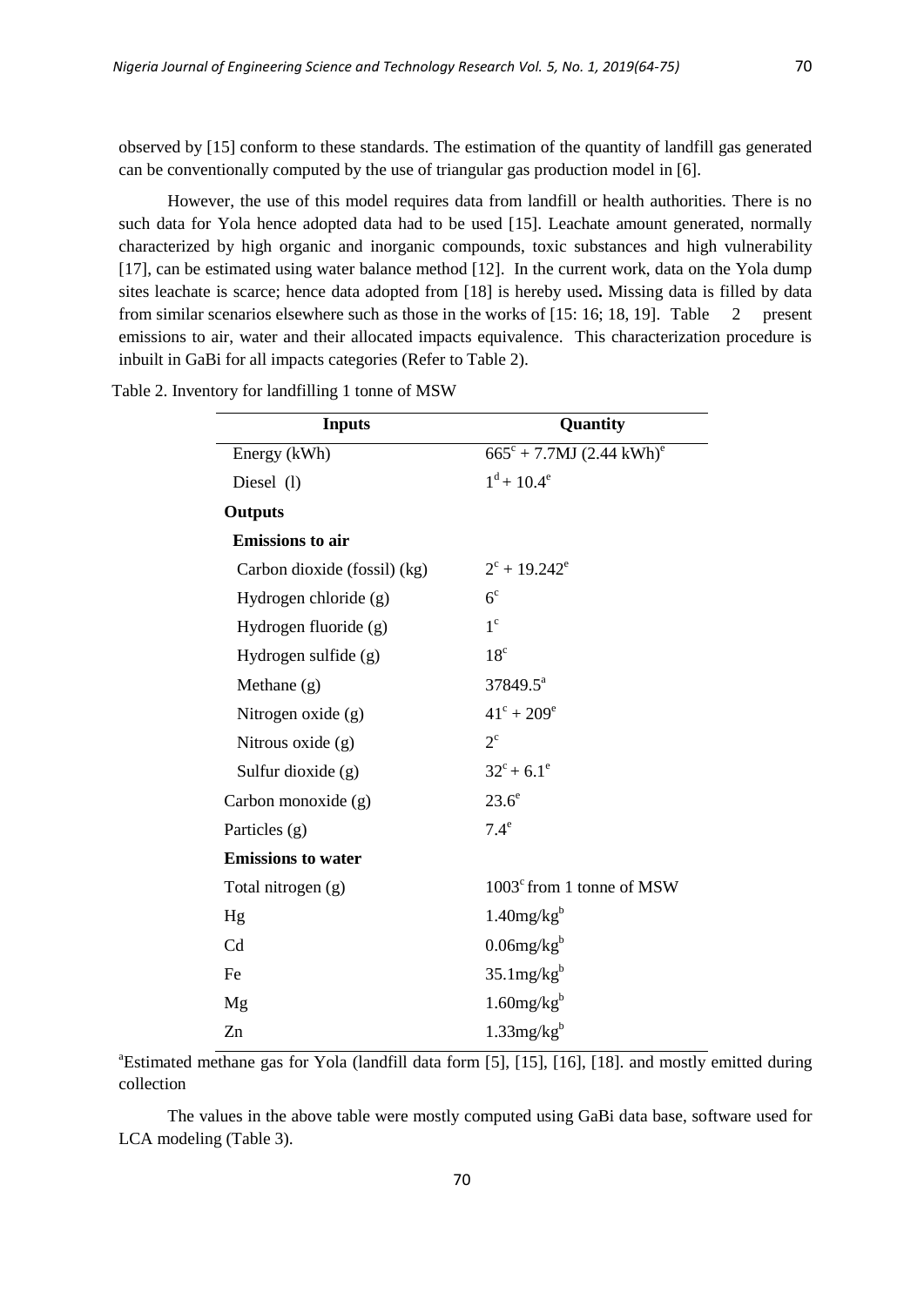observed by [15] conform to these standards. The estimation of the quantity of landfill gas generated can be conventionally computed by the use of triangular gas production model in [6].

However, the use of this model requires data from landfill or health authorities. There is no such data for Yola hence adopted data had to be used [15]. Leachate amount generated, normally characterized by high organic and inorganic compounds, toxic substances and high vulnerability [17], can be estimated using water balance method [12]. In the current work, data on the Yola dump sites leachate is scarce; hence data adopted from [18] is hereby used**.** Missing data is filled by data from similar scenarios elsewhere such as those in the works of [15: 16; 18, 19]. Table 2 present emissions to air, water and their allocated impacts equivalence. This characterization procedure is inbuilt in GaBi for all impacts categories (Refer to Table 2).

Table 2. Inventory for landfilling 1 tonne of MSW

| Inputs | Quantity |
|---|---|
| Energy (kWh) | $665^{c}$ + 7.7MJ (2.44 kWh)$^{e}$ |
| Diesel (l) | $1^{d} + 10.4^{e}$ |
| **Outputs** | |
| **Emissions to air** | |
| Carbon dioxide (fossil) (kg) | $2^{c} + 19.242^{e}$ |
| Hydrogen chloride (g) | $6^{c}$ |
| Hydrogen fluoride (g) | $1^{c}$ |
| Hydrogen sulfide (g) | $18^{c}$ |
| Methane (g) | $37849.5^{a}$ |
| Nitrogen oxide (g) | $41^{c} + 209^{e}$ |
| Nitrous oxide (g) | $2^{c}$ |
| Sulfur dioxide (g) | $32^{c} + 6.1^{e}$ |
| Carbon monoxide (g) | $23.6^{e}$ |
| Particles (g) | $7.4^{e}$ |
| **Emissions to water** | |
| Total nitrogen (g) | $1003^{c}$ from 1 tonne of MSW |
| Hg | 1.40mg/kg$^{b}$ |
| Cd | 0.06mg/kg$^{b}$ |
| Fe | 35.1mg/kg$^{b}$ |
| Mg | 1.60mg/kg$^{b}$ |
| Zn | 1.33mg/kg$^{b}$ |

[a]Estimated methane gas for Yola (landfill data form [5], [15], [16], [18]. and mostly emitted during collection

The values in the above table were mostly computed using GaBi data base, software used for LCA modeling (Table 3).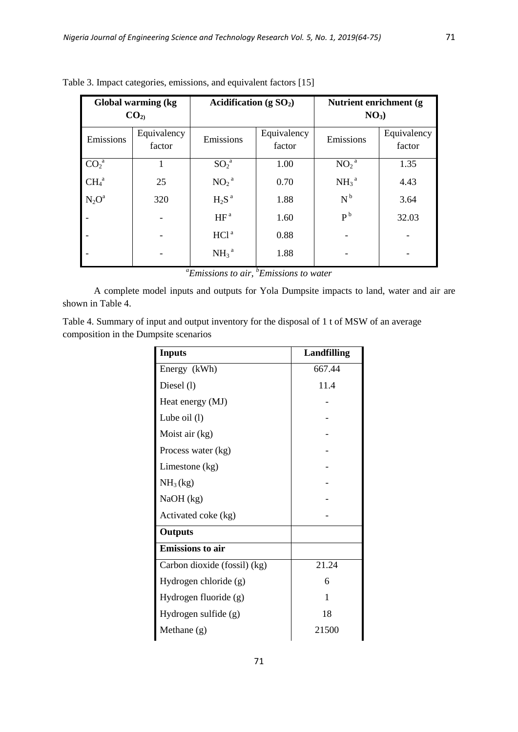Table 3. Impact categories, emissions, and equivalent factors [15]

| Global warming (kg $CO_2$) | | Acidification (g $SO_2$) | | Nutrient enrichment (g $NO_3$) | |
|---|---|---|---|---|---|
| Emissions | Equivalency factor | Emissions | Equivalency factor | Emissions | Equivalency factor |
| $CO_2$ [a] | 1 | $SO_2$ [a] | 1.00 | $NO_2$ [a] | 1.35 |
| $CH_4$ [a] | 25 | $NO_2$ [a] | 0.70 | $NH_3$ [a] | 4.43 |
| $N_2O$ [a] | 320 | $H_2S$ [a] | 1.88 | N [b] | 3.64 |
| - | - | HF [a] | 1.60 | P [b] | 32.03 |
| - | - | HCl [a] | 0.88 | - | - |
| - | - | $NH_3$ [a] | 1.88 | - | - |

[a]*Emissions to air*, [b]*Emissions to water*

A complete model inputs and outputs for Yola Dumpsite impacts to land, water and air are shown in Table 4.

Table 4. Summary of input and output inventory for the disposal of 1 t of MSW of an average composition in the Dumpsite scenarios

| **Inputs** | **Landfilling** |
|---|---|
| Energy (kWh) | 667.44 |
| Diesel (l) | 11.4 |
| Heat energy (MJ) | - |
| Lube oil (l) | - |
| Moist air (kg) | - |
| Process water (kg) | - |
| Limestone (kg) | - |
| $NH_3$ (kg) | - |
| NaOH (kg) | - |
| Activated coke (kg) | - |
| **Outputs** | |
| **Emissions to air** | |
| Carbon dioxide (fossil) (kg) | 21.24 |
| Hydrogen chloride (g) | 6 |
| Hydrogen fluoride (g) | 1 |
| Hydrogen sulfide (g) | 18 |
| Methane (g) | 21500 |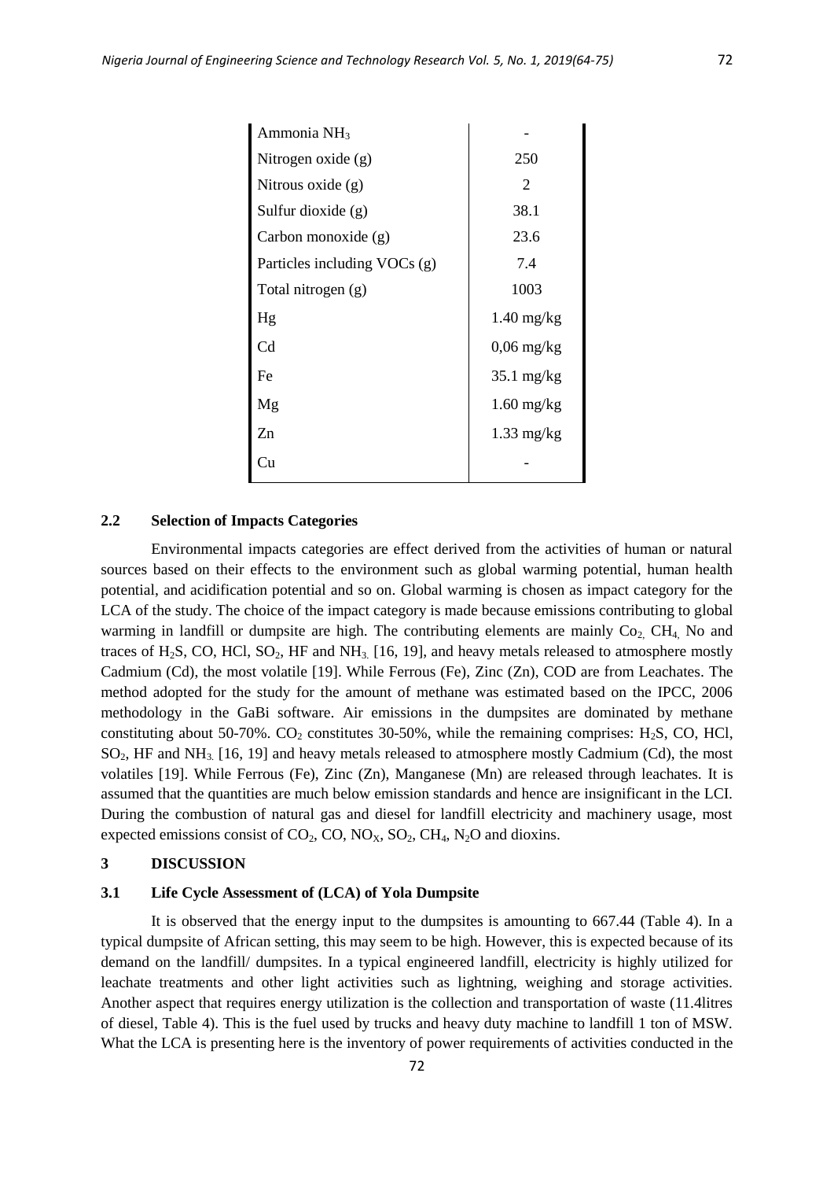| | |
|---|---|
| Ammonia $NH_3$ | - |
| Nitrogen oxide (g) | 250 |
| Nitrous oxide (g) | 2 |
| Sulfur dioxide (g) | 38.1 |
| Carbon monoxide (g) | 23.6 |
| Particles including VOCs (g) | 7.4 |
| Total nitrogen (g) | 1003 |
| Hg | 1.40 mg/kg |
| Cd | 0,06 mg/kg |
| Fe | 35.1 mg/kg |
| Mg | 1.60 mg/kg |
| Zn | 1.33 mg/kg |
| Cu | - |

### 2.2 Selection of Impacts Categories

Environmental impacts categories are effect derived from the activities of human or natural sources based on their effects to the environment such as global warming potential, human health potential, and acidification potential and so on. Global warming is chosen as impact category for the LCA of the study. The choice of the impact category is made because emissions contributing to global warming in landfill or dumpsite are high. The contributing elements are mainly $Co_2$, $CH_4$, No and traces of $H_2S$, CO, HCl, $SO_2$, HF and $NH_3$ [16, 19], and heavy metals released to atmosphere mostly Cadmium (Cd), the most volatile [19]. While Ferrous (Fe), Zinc (Zn), COD are from Leachates. The method adopted for the study for the amount of methane was estimated based on the IPCC, 2006 methodology in the GaBi software. Air emissions in the dumpsites are dominated by methane constituting about 50-70%. $CO_2$ constitutes 30-50%, while the remaining comprises: $H_2S$, CO, HCl, $SO_2$, HF and $NH_3$ [16, 19] and heavy metals released to atmosphere mostly Cadmium (Cd), the most volatiles [19]. While Ferrous (Fe), Zinc (Zn), Manganese (Mn) are released through leachates. It is assumed that the quantities are much below emission standards and hence are insignificant in the LCI. During the combustion of natural gas and diesel for landfill electricity and machinery usage, most expected emissions consist of $CO_2$, CO, $NO_X$, $SO_2$, $CH_4$, $N_2O$ and dioxins.

## 3 DISCUSSION

### 3.1 Life Cycle Assessment of (LCA) of Yola Dumpsite

It is observed that the energy input to the dumpsites is amounting to 667.44 (Table 4). In a typical dumpsite of African setting, this may seem to be high. However, this is expected because of its demand on the landfill/ dumpsites. In a typical engineered landfill, electricity is highly utilized for leachate treatments and other light activities such as lightning, weighing and storage activities. Another aspect that requires energy utilization is the collection and transportation of waste (11.4litres of diesel, Table 4). This is the fuel used by trucks and heavy duty machine to landfill 1 ton of MSW. What the LCA is presenting here is the inventory of power requirements of activities conducted in the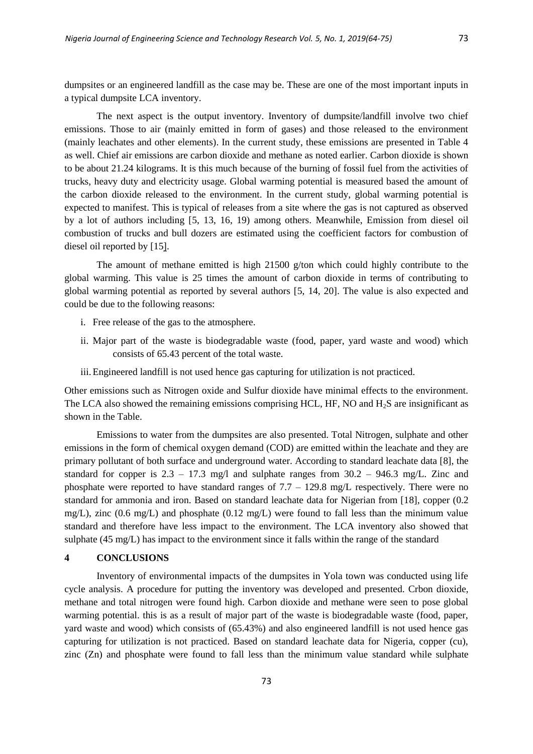dumpsites or an engineered landfill as the case may be. These are one of the most important inputs in a typical dumpsite LCA inventory.

The next aspect is the output inventory. Inventory of dumpsite/landfill involve two chief emissions. Those to air (mainly emitted in form of gases) and those released to the environment (mainly leachates and other elements). In the current study, these emissions are presented in Table 4 as well. Chief air emissions are carbon dioxide and methane as noted earlier. Carbon dioxide is shown to be about 21.24 kilograms. It is this much because of the burning of fossil fuel from the activities of trucks, heavy duty and electricity usage. Global warming potential is measured based the amount of the carbon dioxide released to the environment. In the current study, global warming potential is expected to manifest. This is typical of releases from a site where the gas is not captured as observed by a lot of authors including [5, 13, 16, 19) among others. Meanwhile, Emission from diesel oil combustion of trucks and bull dozers are estimated using the coefficient factors for combustion of diesel oil reported by [15].

The amount of methane emitted is high 21500 g/ton which could highly contribute to the global warming. This value is 25 times the amount of carbon dioxide in terms of contributing to global warming potential as reported by several authors [5, 14, 20]. The value is also expected and could be due to the following reasons:

i. Free release of the gas to the atmosphere.

ii. Major part of the waste is biodegradable waste (food, paper, yard waste and wood) which consists of 65.43 percent of the total waste.

iii. Engineered landfill is not used hence gas capturing for utilization is not practiced.

Other emissions such as Nitrogen oxide and Sulfur dioxide have minimal effects to the environment. The LCA also showed the remaining emissions comprising HCL, HF, NO and $H_2S$ are insignificant as shown in the Table.

Emissions to water from the dumpsites are also presented. Total Nitrogen, sulphate and other emissions in the form of chemical oxygen demand (COD) are emitted within the leachate and they are primary pollutant of both surface and underground water. According to standard leachate data [8], the standard for copper is 2.3 – 17.3 mg/l and sulphate ranges from 30.2 – 946.3 mg/L. Zinc and phosphate were reported to have standard ranges of 7.7 – 129.8 mg/L respectively. There were no standard for ammonia and iron. Based on standard leachate data for Nigerian from [18], copper (0.2 mg/L), zinc (0.6 mg/L) and phosphate (0.12 mg/L) were found to fall less than the minimum value standard and therefore have less impact to the environment. The LCA inventory also showed that sulphate (45 mg/L) has impact to the environment since it falls within the range of the standard

## 4 CONCLUSIONS

Inventory of environmental impacts of the dumpsites in Yola town was conducted using life cycle analysis. A procedure for putting the inventory was developed and presented. Crbon dioxide, methane and total nitrogen were found high. Carbon dioxide and methane were seen to pose global warming potential. this is as a result of major part of the waste is biodegradable waste (food, paper, yard waste and wood) which consists of (65.43%) and also engineered landfill is not used hence gas capturing for utilization is not practiced. Based on standard leachate data for Nigeria, copper (cu), zinc (Zn) and phosphate were found to fall less than the minimum value standard while sulphate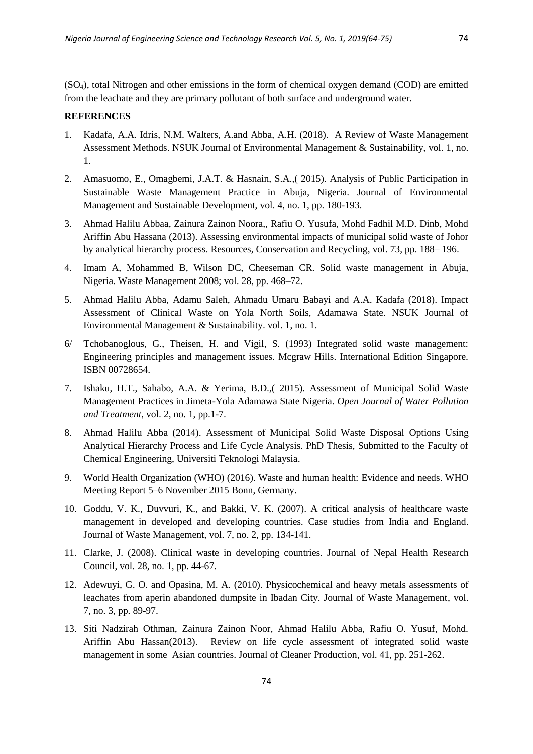($SO_4$), total Nitrogen and other emissions in the form of chemical oxygen demand (COD) are emitted from the leachate and they are primary pollutant of both surface and underground water.

**REFERENCES**

1. Kadafa, A.A. Idris, N.M. Walters, A.and Abba, A.H. (2018). A Review of Waste Management Assessment Methods. NSUK Journal of Environmental Management & Sustainability, vol. 1, no. 1.
2. Amasuomo, E., Omagbemi, J.A.T. & Hasnain, S.A.,( 2015). Analysis of Public Participation in Sustainable Waste Management Practice in Abuja, Nigeria. Journal of Environmental Management and Sustainable Development, vol. 4, no. 1, pp. 180-193.
3. Ahmad Halilu Abbaa, Zainura Zainon Noora,, Rafiu O. Yusufa, Mohd Fadhil M.D. Dinb, Mohd Ariffin Abu Hassana (2013). Assessing environmental impacts of municipal solid waste of Johor by analytical hierarchy process. Resources, Conservation and Recycling, vol. 73, pp. 188– 196.
4. Imam A, Mohammed B, Wilson DC, Cheeseman CR. Solid waste management in Abuja, Nigeria. Waste Management 2008; vol. 28, pp. 468–72.
5. Ahmad Halilu Abba, Adamu Saleh, Ahmadu Umaru Babayi and A.A. Kadafa (2018). Impact Assessment of Clinical Waste on Yola North Soils, Adamawa State. NSUK Journal of Environmental Management & Sustainability. vol. 1, no. 1.

6/ Tchobanoglous, G., Theisen, H. and Vigil, S. (1993) Integrated solid waste management: Engineering principles and management issues. Mcgraw Hills. International Edition Singapore. ISBN 00728654.

7. Ishaku, H.T., Sahabo, A.A. & Yerima, B.D.,( 2015). Assessment of Municipal Solid Waste Management Practices in Jimeta-Yola Adamawa State Nigeria. *Open Journal of Water Pollution and Treatment*, vol. 2, no. 1, pp.1-7.
8. Ahmad Halilu Abba (2014). Assessment of Municipal Solid Waste Disposal Options Using Analytical Hierarchy Process and Life Cycle Analysis. PhD Thesis, Submitted to the Faculty of Chemical Engineering, Universiti Teknologi Malaysia.
9. World Health Organization (WHO) (2016). Waste and human health: Evidence and needs. WHO Meeting Report 5–6 November 2015 Bonn, Germany.
10. Goddu, V. K., Duvvuri, K., and Bakki, V. K. (2007). A critical analysis of healthcare waste management in developed and developing countries. Case studies from India and England. Journal of Waste Management, vol. 7, no. 2, pp. 134-141.
11. Clarke, J. (2008). Clinical waste in developing countries. Journal of Nepal Health Research Council, vol. 28, no. 1, pp. 44-67.
12. Adewuyi, G. O. and Opasina, M. A. (2010). Physicochemical and heavy metals assessments of leachates from aperin abandoned dumpsite in Ibadan City. Journal of Waste Management, vol. 7, no. 3, pp. 89-97.
13. Siti Nadzirah Othman, Zainura Zainon Noor, Ahmad Halilu Abba, Rafiu O. Yusuf, Mohd. Ariffin Abu Hassan(2013). Review on life cycle assessment of integrated solid waste management in some Asian countries. Journal of Cleaner Production, vol. 41, pp. 251-262.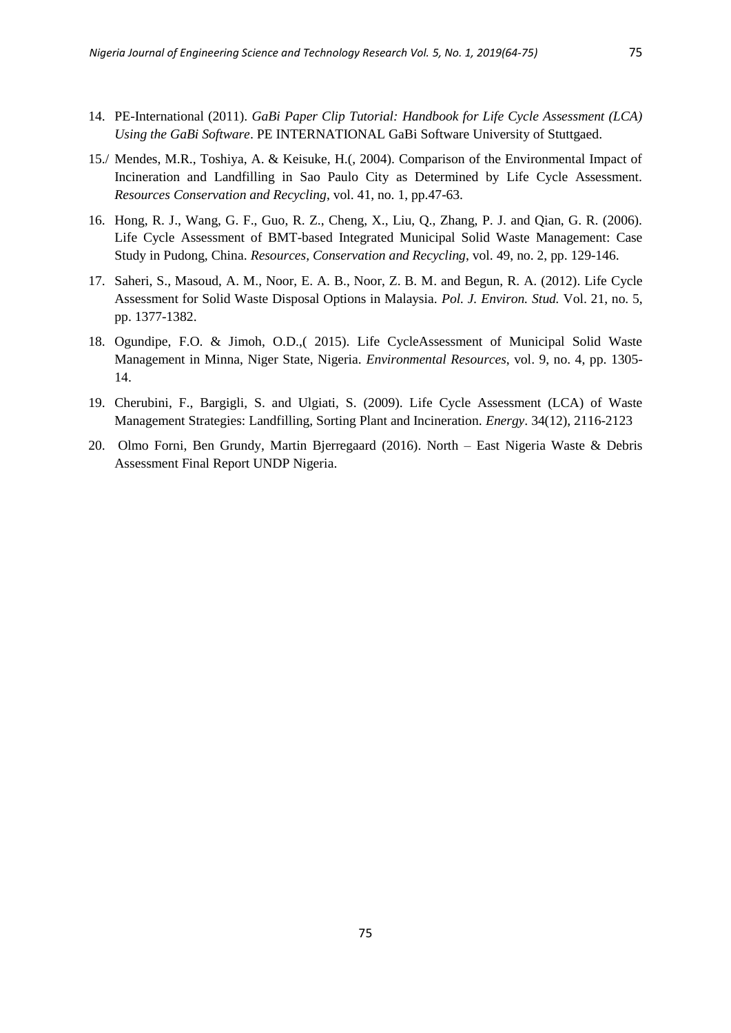14. PE-International (2011). *GaBi Paper Clip Tutorial: Handbook for Life Cycle Assessment (LCA) Using the GaBi Software*. PE INTERNATIONAL GaBi Software University of Stuttgaed.

15./ Mendes, M.R., Toshiya, A. & Keisuke, H.(, 2004). Comparison of the Environmental Impact of Incineration and Landfilling in Sao Paulo City as Determined by Life Cycle Assessment. *Resources Conservation and Recycling*, vol. 41, no. 1, pp.47-63.

16. Hong, R. J., Wang, G. F., Guo, R. Z., Cheng, X., Liu, Q., Zhang, P. J. and Qian, G. R. (2006). Life Cycle Assessment of BMT-based Integrated Municipal Solid Waste Management: Case Study in Pudong, China. *Resources, Conservation and Recycling*, vol. 49, no. 2, pp. 129-146.

17. Saheri, S., Masoud, A. M., Noor, E. A. B., Noor, Z. B. M. and Begun, R. A. (2012). Life Cycle Assessment for Solid Waste Disposal Options in Malaysia. *Pol. J. Environ. Stud.* Vol. 21, no. 5, pp. 1377-1382.

18. Ogundipe, F.O. & Jimoh, O.D.,( 2015). Life CycleAssessment of Municipal Solid Waste Management in Minna, Niger State, Nigeria. *Environmental Resources*, vol. 9, no. 4, pp. 1305-14.

19. Cherubini, F., Bargigli, S. and Ulgiati, S. (2009). Life Cycle Assessment (LCA) of Waste Management Strategies: Landfilling, Sorting Plant and Incineration. *Energy*. 34(12), 2116-2123

20. Olmo Forni, Ben Grundy, Martin Bjerregaard (2016). North – East Nigeria Waste & Debris Assessment Final Report UNDP Nigeria.